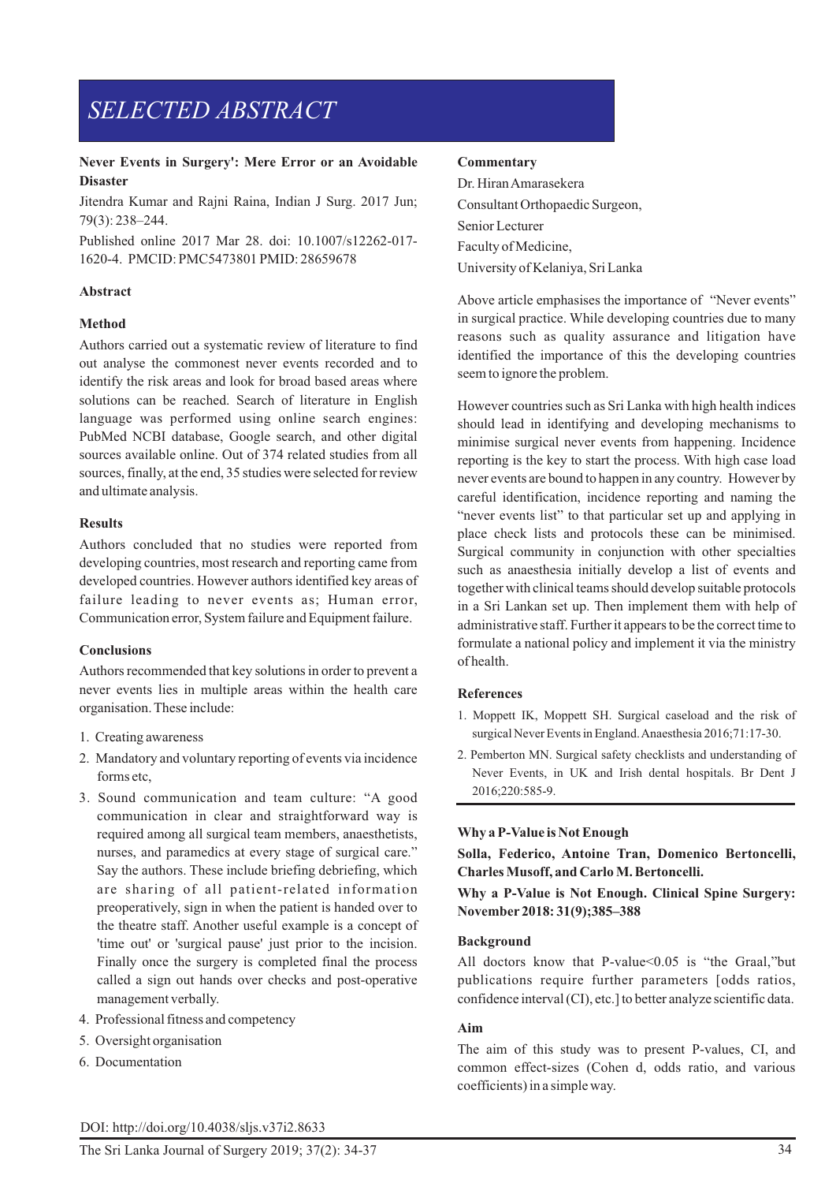# SELECTED ABSTRACT

**Never Events in Surgery': Mere Error or an Avoidable Disaster**

Jitendra Kumar and Rajni Raina, Indian J Surg. 2017 Jun; 79(3): 238–244.

Published online 2017 Mar 28. doi: 10.1007/s12262-017-1620-4. PMCID: PMC5473801 PMID: 28659678

### Abstract

### Method

Authors carried out a systematic review of literature to find out analyse the commonest never events recorded and to identify the risk areas and look for broad based areas where solutions can be reached. Search of literature in English language was performed using online search engines: PubMed NCBI database, Google search, and other digital sources available online. Out of 374 related studies from all sources, finally, at the end, 35 studies were selected for review and ultimate analysis.

### Results

Authors concluded that no studies were reported from developing countries, most research and reporting came from developed countries. However authors identified key areas of failure leading to never events as; Human error, Communication error, System failure and Equipment failure.

### Conclusions

Authors recommended that key solutions in order to prevent a never events lies in multiple areas within the health care organisation. These include:

1. Creating awareness
2. Mandatory and voluntary reporting of events via incidence forms etc,
3. Sound communication and team culture: "A good communication in clear and straightforward way is required among all surgical team members, anaesthetists, nurses, and paramedics at every stage of surgical care." Say the authors. These include briefing debriefing, which are sharing of all patient-related information preoperatively, sign in when the patient is handed over to the theatre staff. Another useful example is a concept of 'time out' or 'surgical pause' just prior to the incision. Finally once the surgery is completed final the process called a sign out hands over checks and post-operative management verbally.
4. Professional fitness and competency
5. Oversight organisation
6. Documentation

### Commentary

Dr. Hiran Amarasekera
Consultant Orthopaedic Surgeon,
Senior Lecturer
Faculty of Medicine,
University of Kelaniya, Sri Lanka

Above article emphasises the importance of "Never events" in surgical practice. While developing countries due to many reasons such as quality assurance and litigation have identified the importance of this the developing countries seem to ignore the problem.

However countries such as Sri Lanka with high health indices should lead in identifying and developing mechanisms to minimise surgical never events from happening. Incidence reporting is the key to start the process. With high case load never events are bound to happen in any country. However by careful identification, incidence reporting and naming the "never events list" to that particular set up and applying in place check lists and protocols these can be minimised. Surgical community in conjunction with other specialties such as anaesthesia initially develop a list of events and together with clinical teams should develop suitable protocols in a Sri Lankan set up. Then implement them with help of administrative staff. Further it appears to be the correct time to formulate a national policy and implement it via the ministry of health.

### References

1. Moppett IK, Moppett SH. Surgical caseload and the risk of surgical Never Events in England. Anaesthesia 2016;71:17-30.
2. Pemberton MN. Surgical safety checklists and understanding of Never Events, in UK and Irish dental hospitals. Br Dent J 2016;220:585-9.

---

**Why a P-Value is Not Enough**

**Solla, Federico, Antoine Tran, Domenico Bertoncelli, Charles Musoff, and Carlo M. Bertoncelli.**

**Why a P-Value is Not Enough. Clinical Spine Surgery: November 2018: 31(9);385–388**

### Background

All doctors know that P-value<0.05 is "the Graal,"but publications require further parameters [odds ratios, confidence interval (CI), etc.] to better analyze scientific data.

### Aim

The aim of this study was to present P-values, CI, and common effect-sizes (Cohen d, odds ratio, and various coefficients) in a simple way.

DOI: http://doi.org/10.4038/sljs.v37i2.8633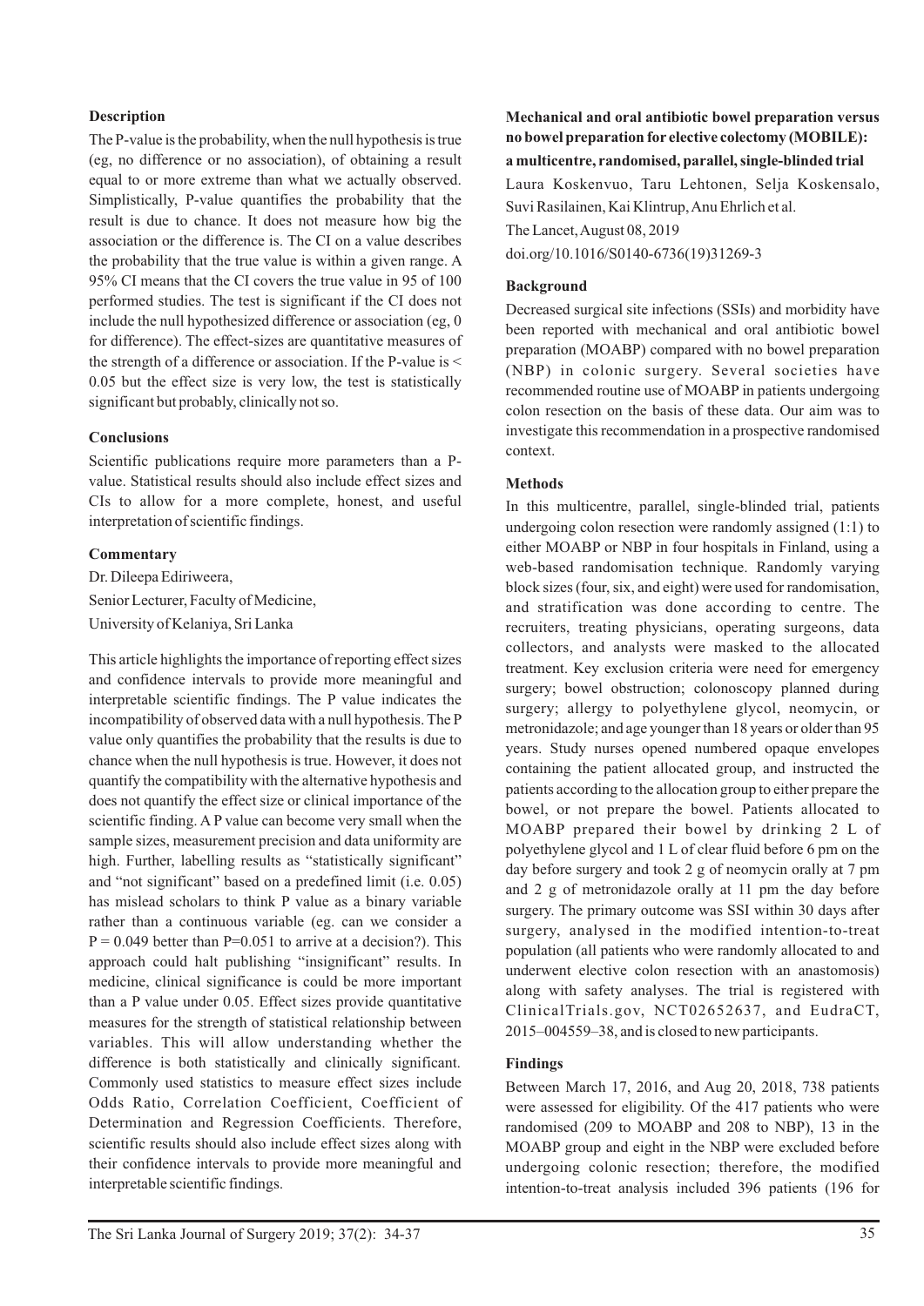### Description

The P-value is the probability, when the null hypothesis is true (eg, no difference or no association), of obtaining a result equal to or more extreme than what we actually observed. Simplistically, P-value quantifies the probability that the result is due to chance. It does not measure how big the association or the difference is. The CI on a value describes the probability that the true value is within a given range. A 95% CI means that the CI covers the true value in 95 of 100 performed studies. The test is significant if the CI does not include the null hypothesized difference or association (eg, 0 for difference). The effect-sizes are quantitative measures of the strength of a difference or association. If the P-value is < 0.05 but the effect size is very low, the test is statistically significant but probably, clinically not so.

### Conclusions

Scientific publications require more parameters than a P-value. Statistical results should also include effect sizes and CIs to allow for a more complete, honest, and useful interpretation of scientific findings.

### Commentary

Dr. Dileepa Ediriweera,
Senior Lecturer, Faculty of Medicine,
University of Kelaniya, Sri Lanka

This article highlights the importance of reporting effect sizes and confidence intervals to provide more meaningful and interpretable scientific findings. The P value indicates the incompatibility of observed data with a null hypothesis. The P value only quantifies the probability that the results is due to chance when the null hypothesis is true. However, it does not quantify the compatibility with the alternative hypothesis and does not quantify the effect size or clinical importance of the scientific finding. A P value can become very small when the sample sizes, measurement precision and data uniformity are high. Further, labelling results as "statistically significant" and "not significant" based on a predefined limit (i.e. 0.05) has mislead scholars to think P value as a binary variable rather than a continuous variable (eg. can we consider a P = 0.049 better than P=0.051 to arrive at a decision?). This approach could halt publishing "insignificant" results. In medicine, clinical significance is could be more important than a P value under 0.05. Effect sizes provide quantitative measures for the strength of statistical relationship between variables. This will allow understanding whether the difference is both statistically and clinically significant. Commonly used statistics to measure effect sizes include Odds Ratio, Correlation Coefficient, Coefficient of Determination and Regression Coefficients. Therefore, scientific results should also include effect sizes along with their confidence intervals to provide more meaningful and interpretable scientific findings.

## Mechanical and oral antibiotic bowel preparation versus no bowel preparation for elective colectomy (MOBILE): a multicentre, randomised, parallel, single-blinded trial

Laura Koskenvuo, Taru Lehtonen, Selja Koskensalo, Suvi Rasilainen, Kai Klintrup, Anu Ehrlich et al.

The Lancet, August 08, 2019

doi.org/10.1016/S0140-6736(19)31269-3

### Background

Decreased surgical site infections (SSIs) and morbidity have been reported with mechanical and oral antibiotic bowel preparation (MOABP) compared with no bowel preparation (NBP) in colonic surgery. Several societies have recommended routine use of MOABP in patients undergoing colon resection on the basis of these data. Our aim was to investigate this recommendation in a prospective randomised context.

### Methods

In this multicentre, parallel, single-blinded trial, patients undergoing colon resection were randomly assigned (1:1) to either MOABP or NBP in four hospitals in Finland, using a web-based randomisation technique. Randomly varying block sizes (four, six, and eight) were used for randomisation, and stratification was done according to centre. The recruiters, treating physicians, operating surgeons, data collectors, and analysts were masked to the allocated treatment. Key exclusion criteria were need for emergency surgery; bowel obstruction; colonoscopy planned during surgery; allergy to polyethylene glycol, neomycin, or metronidazole; and age younger than 18 years or older than 95 years. Study nurses opened numbered opaque envelopes containing the patient allocated group, and instructed the patients according to the allocation group to either prepare the bowel, or not prepare the bowel. Patients allocated to MOABP prepared their bowel by drinking 2 L of polyethylene glycol and 1 L of clear fluid before 6 pm on the day before surgery and took 2 g of neomycin orally at 7 pm and 2 g of metronidazole orally at 11 pm the day before surgery. The primary outcome was SSI within 30 days after surgery, analysed in the modified intention-to-treat population (all patients who were randomly allocated to and underwent elective colon resection with an anastomosis) along with safety analyses. The trial is registered with ClinicalTrials.gov, NCT02652637, and EudraCT, 2015–004559–38, and is closed to new participants.

### Findings

Between March 17, 2016, and Aug 20, 2018, 738 patients were assessed for eligibility. Of the 417 patients who were randomised (209 to MOABP and 208 to NBP), 13 in the MOABP group and eight in the NBP were excluded before undergoing colonic resection; therefore, the modified intention-to-treat analysis included 396 patients (196 for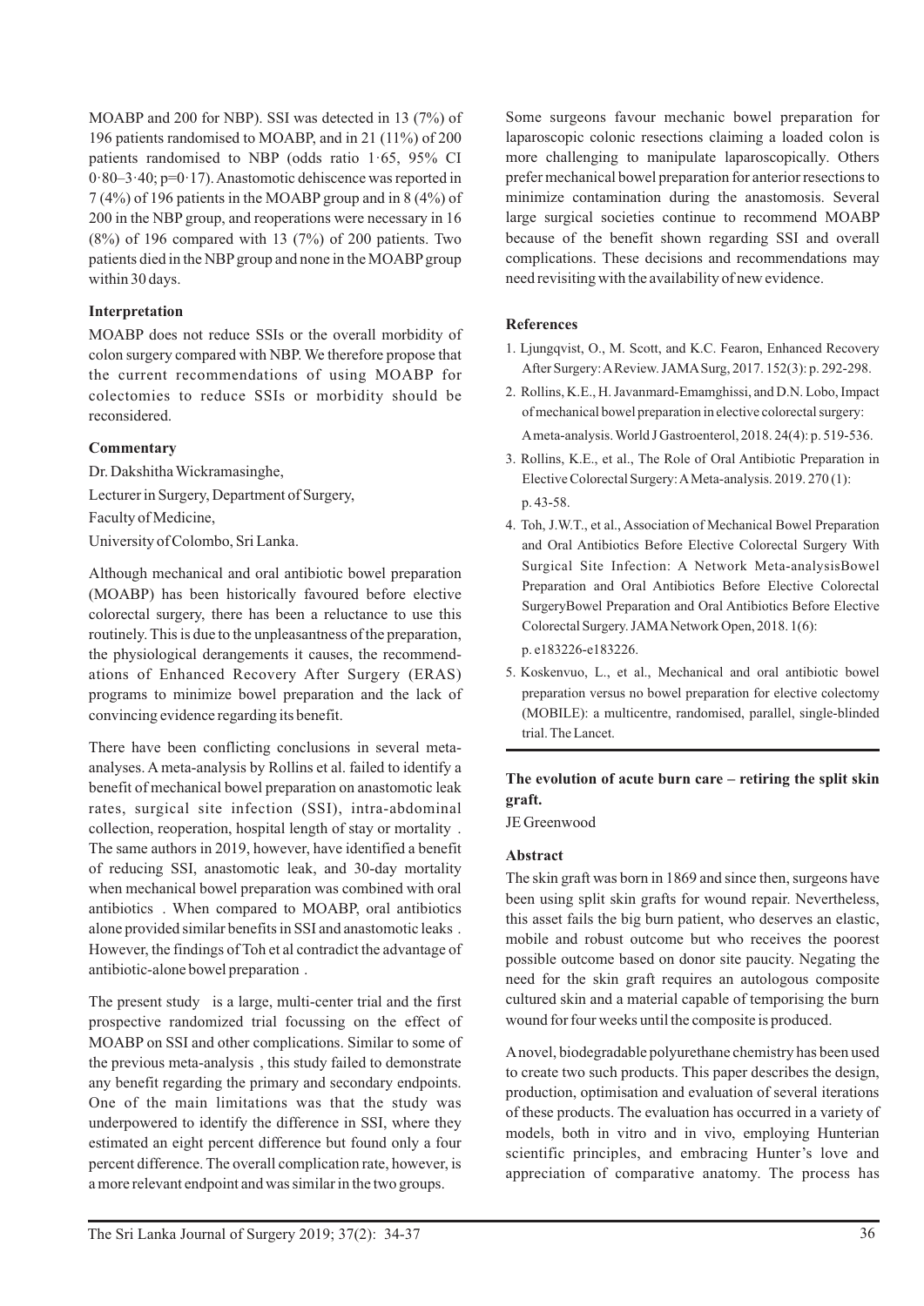MOABP and 200 for NBP). SSI was detected in 13 (7%) of 196 patients randomised to MOABP, and in 21 (11%) of 200 patients randomised to NBP (odds ratio 1·65, 95% CI 0·80–3·40; p=0·17). Anastomotic dehiscence was reported in 7 (4%) of 196 patients in the MOABP group and in 8 (4%) of 200 in the NBP group, and reoperations were necessary in 16 (8%) of 196 compared with 13 (7%) of 200 patients. Two patients died in the NBP group and none in the MOABP group within 30 days.

**Interpretation**

MOABP does not reduce SSIs or the overall morbidity of colon surgery compared with NBP. We therefore propose that the current recommendations of using MOABP for colectomies to reduce SSIs or morbidity should be reconsidered.

**Commentary**

Dr. Dakshitha Wickramasinghe,
Lecturer in Surgery, Department of Surgery,
Faculty of Medicine,
University of Colombo, Sri Lanka.

Although mechanical and oral antibiotic bowel preparation (MOABP) has been historically favoured before elective colorectal surgery, there has been a reluctance to use this routinely. This is due to the unpleasantness of the preparation, the physiological derangements it causes, the recommendations of Enhanced Recovery After Surgery (ERAS) programs to minimize bowel preparation and the lack of convincing evidence regarding its benefit.

There have been conflicting conclusions in several meta-analyses. A meta-analysis by Rollins et al. failed to identify a benefit of mechanical bowel preparation on anastomotic leak rates, surgical site infection (SSI), intra-abdominal collection, reoperation, hospital length of stay or mortality . The same authors in 2019, however, have identified a benefit of reducing SSI, anastomotic leak, and 30-day mortality when mechanical bowel preparation was combined with oral antibiotics . When compared to MOABP, oral antibiotics alone provided similar benefits in SSI and anastomotic leaks . However, the findings of Toh et al contradict the advantage of antibiotic-alone bowel preparation .

The present study is a large, multi-center trial and the first prospective randomized trial focussing on the effect of MOABP on SSI and other complications. Similar to some of the previous meta-analysis , this study failed to demonstrate any benefit regarding the primary and secondary endpoints. One of the main limitations was that the study was underpowered to identify the difference in SSI, where they estimated an eight percent difference but found only a four percent difference. The overall complication rate, however, is a more relevant endpoint and was similar in the two groups.

Some surgeons favour mechanic bowel preparation for laparoscopic colonic resections claiming a loaded colon is more challenging to manipulate laparoscopically. Others prefer mechanical bowel preparation for anterior resections to minimize contamination during the anastomosis. Several large surgical societies continue to recommend MOABP because of the benefit shown regarding SSI and overall complications. These decisions and recommendations may need revisiting with the availability of new evidence.

**References**

1. Ljungqvist, O., M. Scott, and K.C. Fearon, Enhanced Recovery After Surgery: A Review. JAMA Surg, 2017. 152(3): p. 292-298.
2. Rollins, K.E., H. Javanmard-Emamghissi, and D.N. Lobo, Impact of mechanical bowel preparation in elective colorectal surgery: A meta-analysis. World J Gastroenterol, 2018. 24(4): p. 519-536.
3. Rollins, K.E., et al., The Role of Oral Antibiotic Preparation in Elective Colorectal Surgery: A Meta-analysis. 2019. 270 (1): p. 43-58.
4. Toh, J.W.T., et al., Association of Mechanical Bowel Preparation and Oral Antibiotics Before Elective Colorectal Surgery With Surgical Site Infection: A Network Meta-analysisBowel Preparation and Oral Antibiotics Before Elective Colorectal SurgeryBowel Preparation and Oral Antibiotics Before Elective Colorectal Surgery. JAMA Network Open, 2018. 1(6): p. e183226-e183226.
5. Koskenvuo, L., et al., Mechanical and oral antibiotic bowel preparation versus no bowel preparation for elective colectomy (MOBILE): a multicentre, randomised, parallel, single-blinded trial. The Lancet.

## The evolution of acute burn care – retiring the split skin graft.

JE Greenwood

**Abstract**

The skin graft was born in 1869 and since then, surgeons have been using split skin grafts for wound repair. Nevertheless, this asset fails the big burn patient, who deserves an elastic, mobile and robust outcome but who receives the poorest possible outcome based on donor site paucity. Negating the need for the skin graft requires an autologous composite cultured skin and a material capable of temporising the burn wound for four weeks until the composite is produced.

A novel, biodegradable polyurethane chemistry has been used to create two such products. This paper describes the design, production, optimisation and evaluation of several iterations of these products. The evaluation has occurred in a variety of models, both in vitro and in vivo, employing Hunterian scientific principles, and embracing Hunter's love and appreciation of comparative anatomy. The process has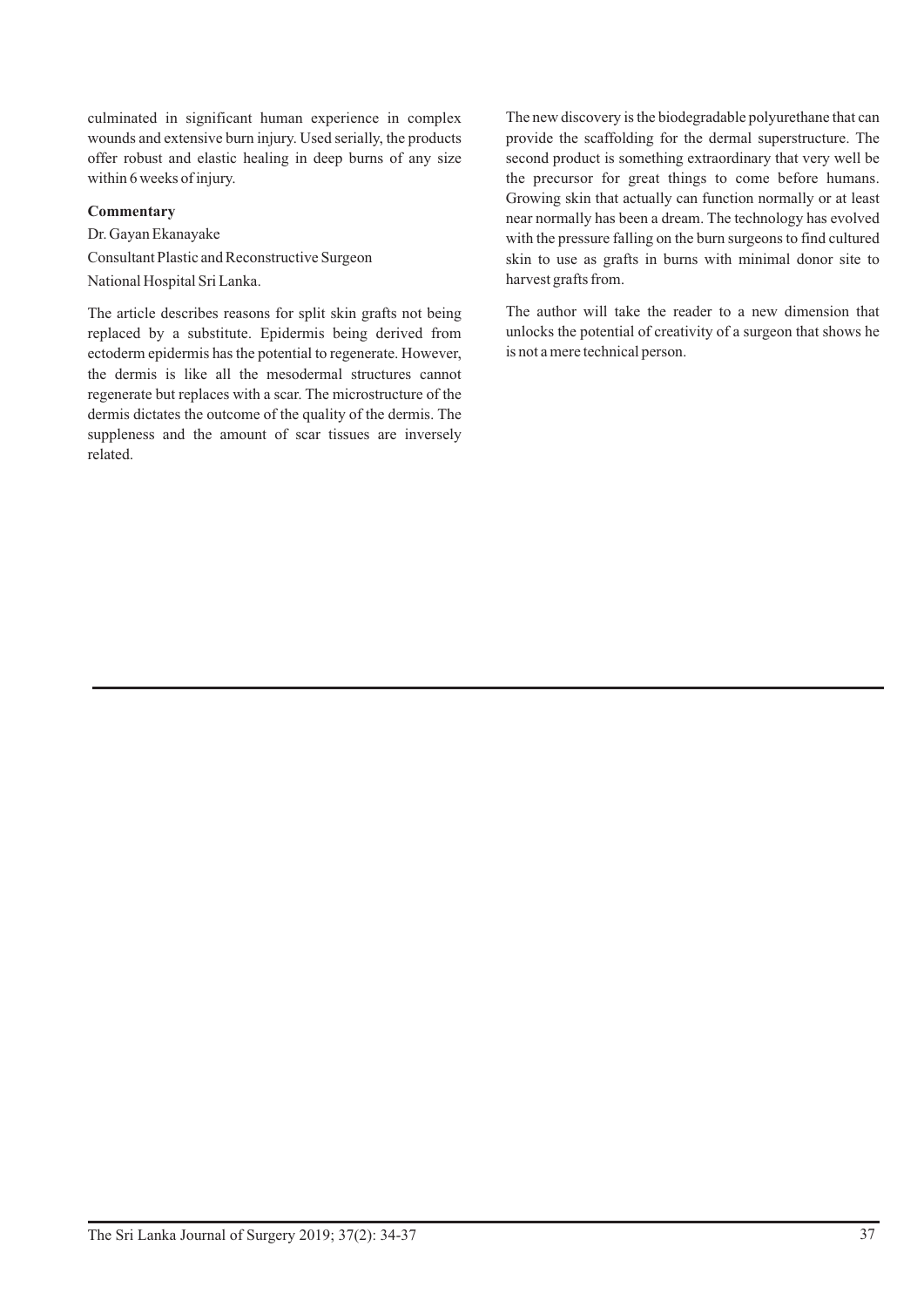culminated in significant human experience in complex wounds and extensive burn injury. Used serially, the products offer robust and elastic healing in deep burns of any size within 6 weeks of injury.

**Commentary**

Dr. Gayan Ekanayake

Consultant Plastic and Reconstructive Surgeon

National Hospital Sri Lanka.

The article describes reasons for split skin grafts not being replaced by a substitute. Epidermis being derived from ectoderm epidermis has the potential to regenerate. However, the dermis is like all the mesodermal structures cannot regenerate but replaces with a scar. The microstructure of the dermis dictates the outcome of the quality of the dermis. The suppleness and the amount of scar tissues are inversely related.

The new discovery is the biodegradable polyurethane that can provide the scaffolding for the dermal superstructure. The second product is something extraordinary that very well be the precursor for great things to come before humans. Growing skin that actually can function normally or at least near normally has been a dream. The technology has evolved with the pressure falling on the burn surgeons to find cultured skin to use as grafts in burns with minimal donor site to harvest grafts from.

The author will take the reader to a new dimension that unlocks the potential of creativity of a surgeon that shows he is not a mere technical person.